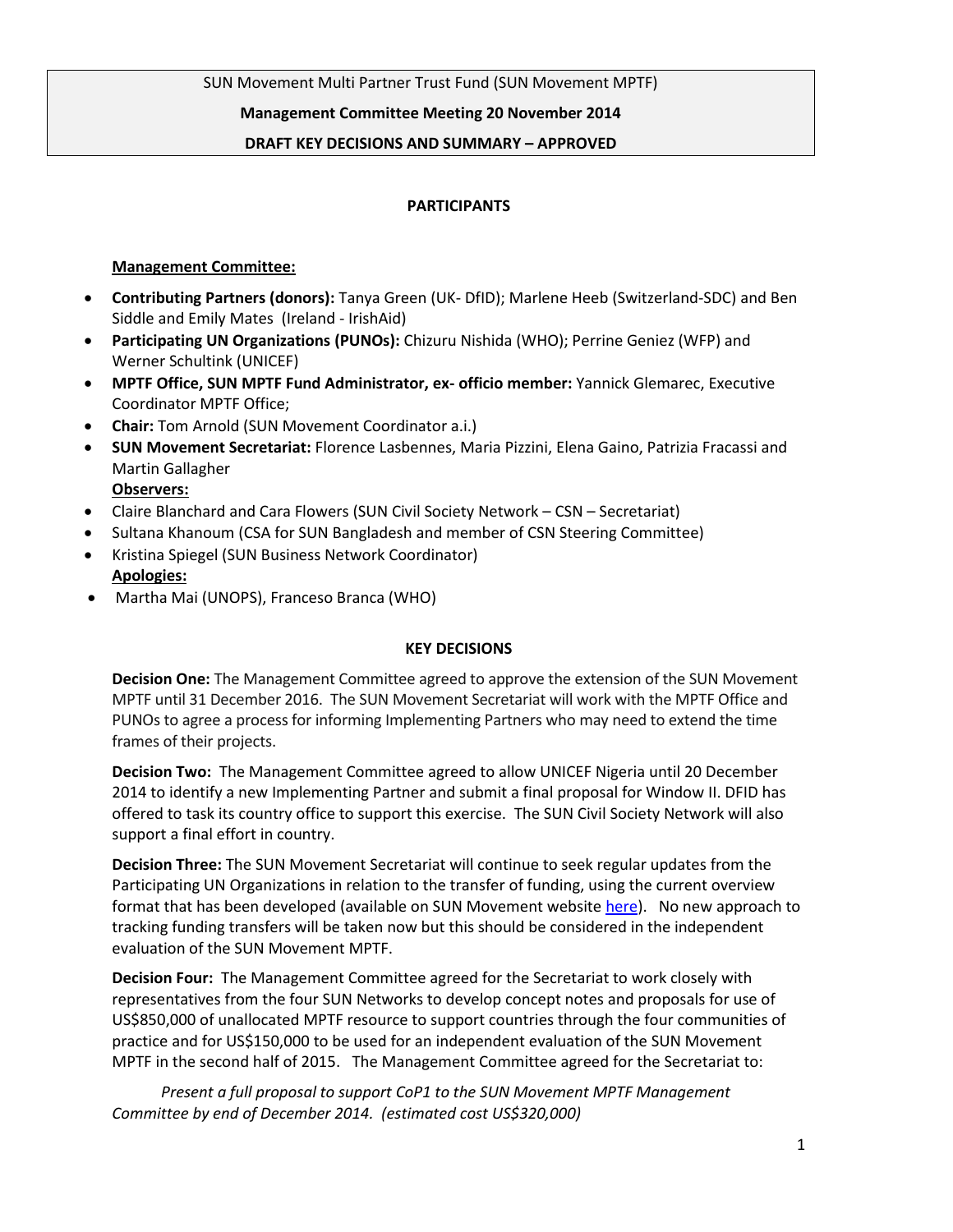SUN Movement Multi Partner Trust Fund (SUN Movement MPTF)

**Management Committee Meeting 20 November 2014**

**DRAFT KEY DECISIONS AND SUMMARY – APPROVED**

## PARTICIPANTS

**Management Committee:**

- **Contributing Partners (donors):** Tanya Green (UK- DfID); Marlene Heeb (Switzerland-SDC) and Ben Siddle and Emily Mates (Ireland - IrishAid)
- **Participating UN Organizations (PUNOs):** Chizuru Nishida (WHO); Perrine Geniez (WFP) and Werner Schultink (UNICEF)
- **MPTF Office, SUN MPTF Fund Administrator, ex- officio member:** Yannick Glemarec, Executive Coordinator MPTF Office;
- **Chair:** Tom Arnold (SUN Movement Coordinator a.i.)
- **SUN Movement Secretariat:** Florence Lasbennes, Maria Pizzini, Elena Gaino, Patrizia Fracassi and Martin Gallagher

**Observers:**

- Claire Blanchard and Cara Flowers (SUN Civil Society Network – CSN – Secretariat)
- Sultana Khanoum (CSA for SUN Bangladesh and member of CSN Steering Committee)
- Kristina Spiegel (SUN Business Network Coordinator)

**Apologies:**

- Martha Mai (UNOPS), Franceso Branca (WHO)

## KEY DECISIONS

**Decision One:** The Management Committee agreed to approve the extension of the SUN Movement MPTF until 31 December 2016. The SUN Movement Secretariat will work with the MPTF Office and PUNOs to agree a process for informing Implementing Partners who may need to extend the time frames of their projects.

**Decision Two:** The Management Committee agreed to allow UNICEF Nigeria until 20 December 2014 to identify a new Implementing Partner and submit a final proposal for Window II. DFID has offered to task its country office to support this exercise. The SUN Civil Society Network will also support a final effort in country.

**Decision Three:** The SUN Movement Secretariat will continue to seek regular updates from the Participating UN Organizations in relation to the transfer of funding, using the current overview format that has been developed (available on SUN Movement website here). No new approach to tracking funding transfers will be taken now but this should be considered in the independent evaluation of the SUN Movement MPTF.

**Decision Four:** The Management Committee agreed for the Secretariat to work closely with representatives from the four SUN Networks to develop concept notes and proposals for use of US$850,000 of unallocated MPTF resource to support countries through the four communities of practice and for US$150,000 to be used for an independent evaluation of the SUN Movement MPTF in the second half of 2015. The Management Committee agreed for the Secretariat to:

*Present a full proposal to support CoP1 to the SUN Movement MPTF Management Committee by end of December 2014. (estimated cost US$320,000)*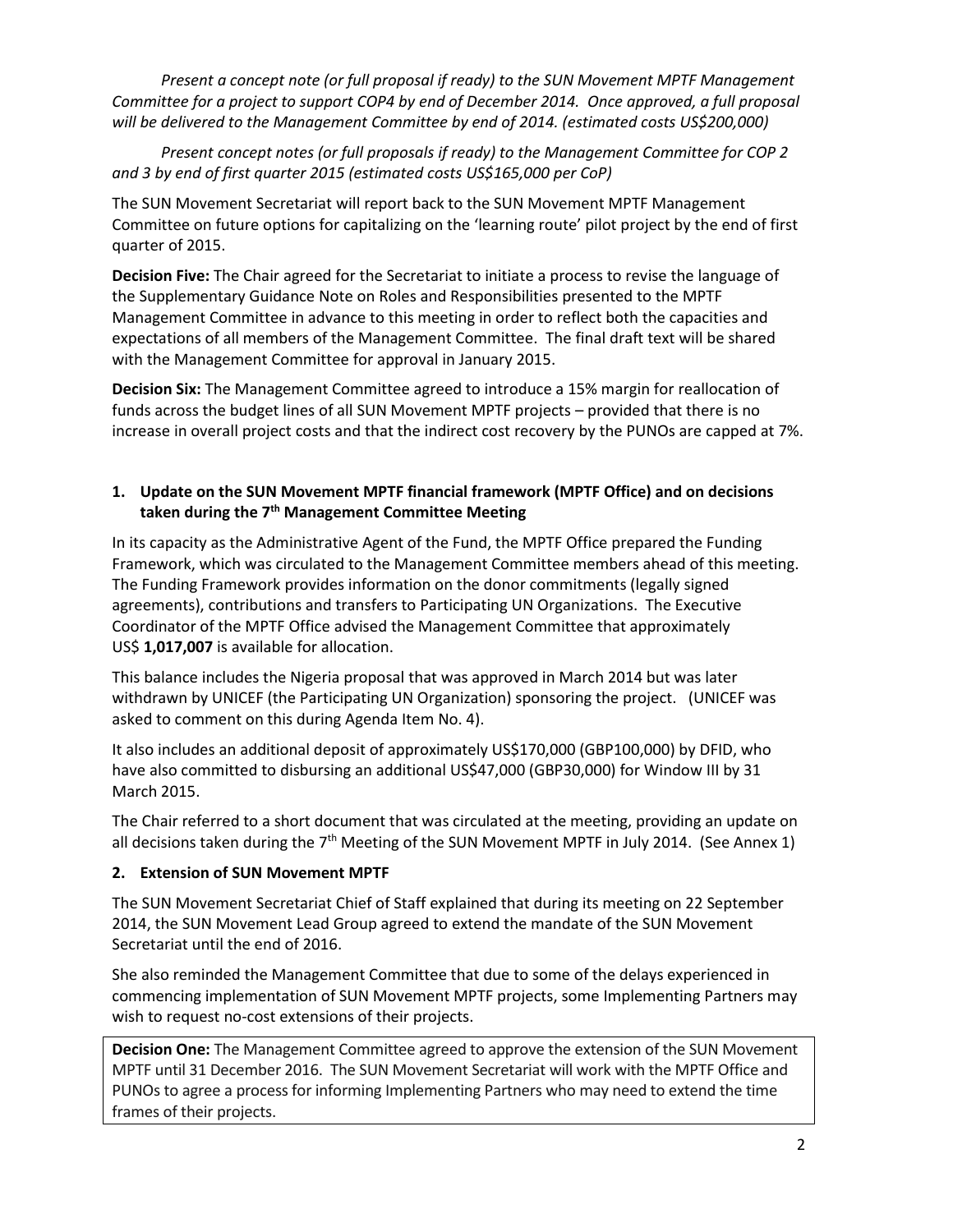*Present a concept note (or full proposal if ready) to the SUN Movement MPTF Management Committee for a project to support COP4 by end of December 2014. Once approved, a full proposal will be delivered to the Management Committee by end of 2014. (estimated costs US$200,000)*

*Present concept notes (or full proposals if ready) to the Management Committee for COP 2 and 3 by end of first quarter 2015 (estimated costs US$165,000 per CoP)*

The SUN Movement Secretariat will report back to the SUN Movement MPTF Management Committee on future options for capitalizing on the 'learning route' pilot project by the end of first quarter of 2015.

**Decision Five:** The Chair agreed for the Secretariat to initiate a process to revise the language of the Supplementary Guidance Note on Roles and Responsibilities presented to the MPTF Management Committee in advance to this meeting in order to reflect both the capacities and expectations of all members of the Management Committee. The final draft text will be shared with the Management Committee for approval in January 2015.

**Decision Six:** The Management Committee agreed to introduce a 15% margin for reallocation of funds across the budget lines of all SUN Movement MPTF projects – provided that there is no increase in overall project costs and that the indirect cost recovery by the PUNOs are capped at 7%.

## 1. Update on the SUN Movement MPTF financial framework (MPTF Office) and on decisions taken during the 7th Management Committee Meeting

In its capacity as the Administrative Agent of the Fund, the MPTF Office prepared the Funding Framework, which was circulated to the Management Committee members ahead of this meeting. The Funding Framework provides information on the donor commitments (legally signed agreements), contributions and transfers to Participating UN Organizations. The Executive Coordinator of the MPTF Office advised the Management Committee that approximately US$ **1,017,007** is available for allocation.

This balance includes the Nigeria proposal that was approved in March 2014 but was later withdrawn by UNICEF (the Participating UN Organization) sponsoring the project. (UNICEF was asked to comment on this during Agenda Item No. 4).

It also includes an additional deposit of approximately US$170,000 (GBP100,000) by DFID, who have also committed to disbursing an additional US$47,000 (GBP30,000) for Window III by 31 March 2015.

The Chair referred to a short document that was circulated at the meeting, providing an update on all decisions taken during the 7th Meeting of the SUN Movement MPTF in July 2014. (See Annex 1)

## 2. Extension of SUN Movement MPTF

The SUN Movement Secretariat Chief of Staff explained that during its meeting on 22 September 2014, the SUN Movement Lead Group agreed to extend the mandate of the SUN Movement Secretariat until the end of 2016.

She also reminded the Management Committee that due to some of the delays experienced in commencing implementation of SUN Movement MPTF projects, some Implementing Partners may wish to request no-cost extensions of their projects.

**Decision One:** The Management Committee agreed to approve the extension of the SUN Movement MPTF until 31 December 2016. The SUN Movement Secretariat will work with the MPTF Office and PUNOs to agree a process for informing Implementing Partners who may need to extend the time frames of their projects.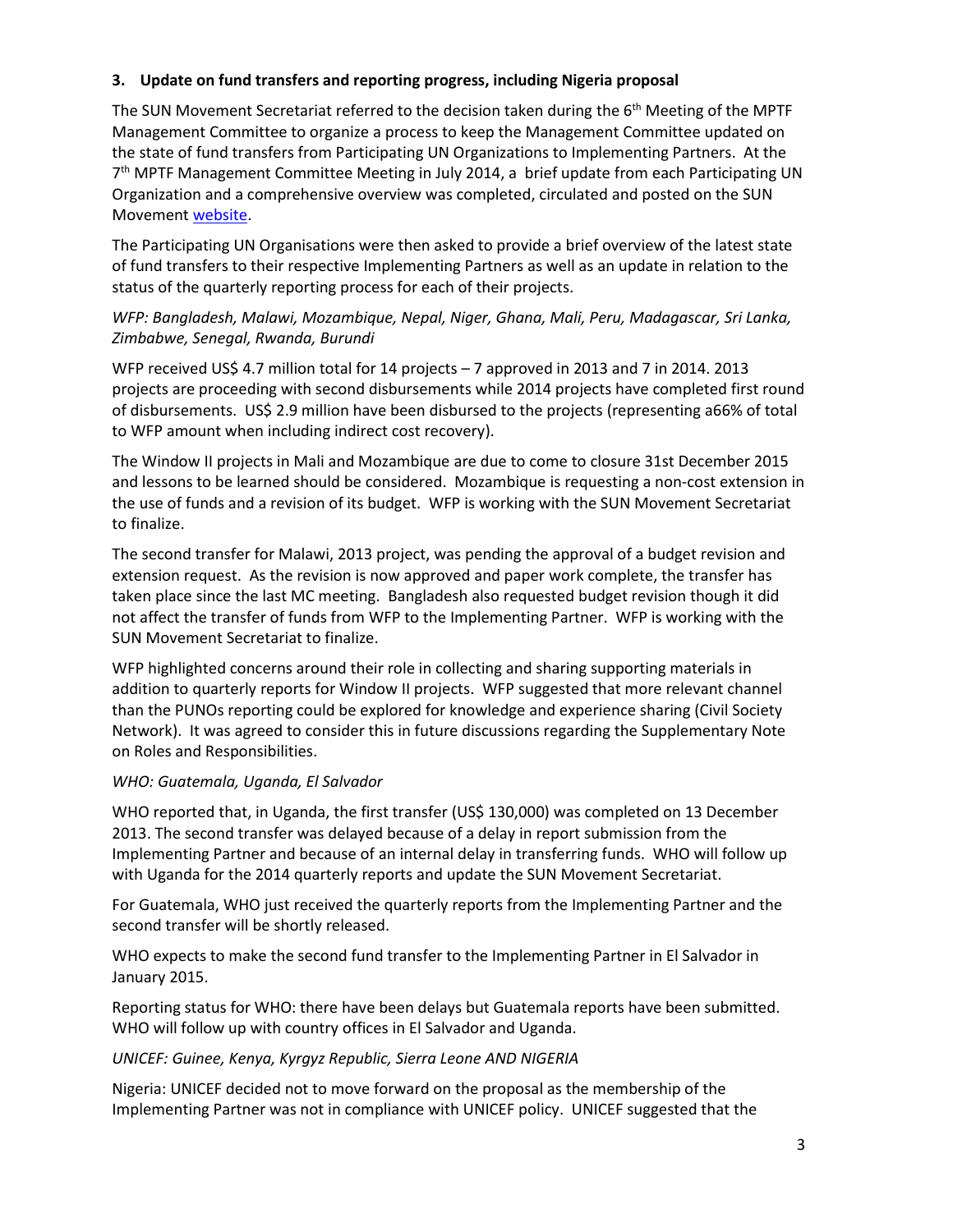### 3. Update on fund transfers and reporting progress, including Nigeria proposal

The SUN Movement Secretariat referred to the decision taken during the 6th Meeting of the MPTF Management Committee to organize a process to keep the Management Committee updated on the state of fund transfers from Participating UN Organizations to Implementing Partners. At the 7th MPTF Management Committee Meeting in July 2014, a brief update from each Participating UN Organization and a comprehensive overview was completed, circulated and posted on the SUN Movement [website](website).

The Participating UN Organisations were then asked to provide a brief overview of the latest state of fund transfers to their respective Implementing Partners as well as an update in relation to the status of the quarterly reporting process for each of their projects.

*WFP: Bangladesh, Malawi, Mozambique, Nepal, Niger, Ghana, Mali, Peru, Madagascar, Sri Lanka, Zimbabwe, Senegal, Rwanda, Burundi*

WFP received US$ 4.7 million total for 14 projects – 7 approved in 2013 and 7 in 2014. 2013 projects are proceeding with second disbursements while 2014 projects have completed first round of disbursements. US$ 2.9 million have been disbursed to the projects (representing a66% of total to WFP amount when including indirect cost recovery).

The Window II projects in Mali and Mozambique are due to come to closure 31st December 2015 and lessons to be learned should be considered. Mozambique is requesting a non-cost extension in the use of funds and a revision of its budget. WFP is working with the SUN Movement Secretariat to finalize.

The second transfer for Malawi, 2013 project, was pending the approval of a budget revision and extension request. As the revision is now approved and paper work complete, the transfer has taken place since the last MC meeting. Bangladesh also requested budget revision though it did not affect the transfer of funds from WFP to the Implementing Partner. WFP is working with the SUN Movement Secretariat to finalize.

WFP highlighted concerns around their role in collecting and sharing supporting materials in addition to quarterly reports for Window II projects. WFP suggested that more relevant channel than the PUNOs reporting could be explored for knowledge and experience sharing (Civil Society Network). It was agreed to consider this in future discussions regarding the Supplementary Note on Roles and Responsibilities.

*WHO: Guatemala, Uganda, El Salvador*

WHO reported that, in Uganda, the first transfer (US$ 130,000) was completed on 13 December 2013. The second transfer was delayed because of a delay in report submission from the Implementing Partner and because of an internal delay in transferring funds. WHO will follow up with Uganda for the 2014 quarterly reports and update the SUN Movement Secretariat.

For Guatemala, WHO just received the quarterly reports from the Implementing Partner and the second transfer will be shortly released.

WHO expects to make the second fund transfer to the Implementing Partner in El Salvador in January 2015.

Reporting status for WHO: there have been delays but Guatemala reports have been submitted. WHO will follow up with country offices in El Salvador and Uganda.

*UNICEF: Guinee, Kenya, Kyrgyz Republic, Sierra Leone AND NIGERIA*

Nigeria: UNICEF decided not to move forward on the proposal as the membership of the Implementing Partner was not in compliance with UNICEF policy. UNICEF suggested that the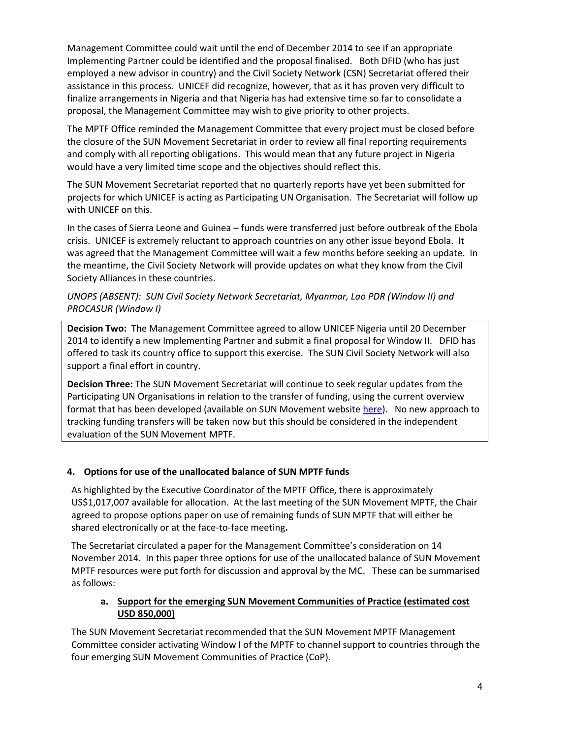Management Committee could wait until the end of December 2014 to see if an appropriate Implementing Partner could be identified and the proposal finalised. Both DFID (who has just employed a new advisor in country) and the Civil Society Network (CSN) Secretariat offered their assistance in this process. UNICEF did recognize, however, that as it has proven very difficult to finalize arrangements in Nigeria and that Nigeria has had extensive time so far to consolidate a proposal, the Management Committee may wish to give priority to other projects.

The MPTF Office reminded the Management Committee that every project must be closed before the closure of the SUN Movement Secretariat in order to review all final reporting requirements and comply with all reporting obligations. This would mean that any future project in Nigeria would have a very limited time scope and the objectives should reflect this.

The SUN Movement Secretariat reported that no quarterly reports have yet been submitted for projects for which UNICEF is acting as Participating UN Organisation. The Secretariat will follow up with UNICEF on this.

In the cases of Sierra Leone and Guinea – funds were transferred just before outbreak of the Ebola crisis. UNICEF is extremely reluctant to approach countries on any other issue beyond Ebola. It was agreed that the Management Committee will wait a few months before seeking an update. In the meantime, the Civil Society Network will provide updates on what they know from the Civil Society Alliances in these countries.

*UNOPS (ABSENT): SUN Civil Society Network Secretariat, Myanmar, Lao PDR (Window II) and PROCASUR (Window I)*

**Decision Two:** The Management Committee agreed to allow UNICEF Nigeria until 20 December 2014 to identify a new Implementing Partner and submit a final proposal for Window II. DFID has offered to task its country office to support this exercise. The SUN Civil Society Network will also support a final effort in country.

**Decision Three:** The SUN Movement Secretariat will continue to seek regular updates from the Participating UN Organisations in relation to the transfer of funding, using the current overview format that has been developed (available on SUN Movement website here). No new approach to tracking funding transfers will be taken now but this should be considered in the independent evaluation of the SUN Movement MPTF.

### 4. Options for use of the unallocated balance of SUN MPTF funds

As highlighted by the Executive Coordinator of the MPTF Office, there is approximately US$1,017,007 available for allocation. At the last meeting of the SUN Movement MPTF, the Chair agreed to propose options paper on use of remaining funds of SUN MPTF that will either be shared electronically or at the face-to-face meeting**.**

The Secretariat circulated a paper for the Management Committee's consideration on 14 November 2014. In this paper three options for use of the unallocated balance of SUN Movement MPTF resources were put forth for discussion and approval by the MC. These can be summarised as follows:

#### a. Support for the emerging SUN Movement Communities of Practice (estimated cost USD 850,000)

The SUN Movement Secretariat recommended that the SUN Movement MPTF Management Committee consider activating Window I of the MPTF to channel support to countries through the four emerging SUN Movement Communities of Practice (CoP).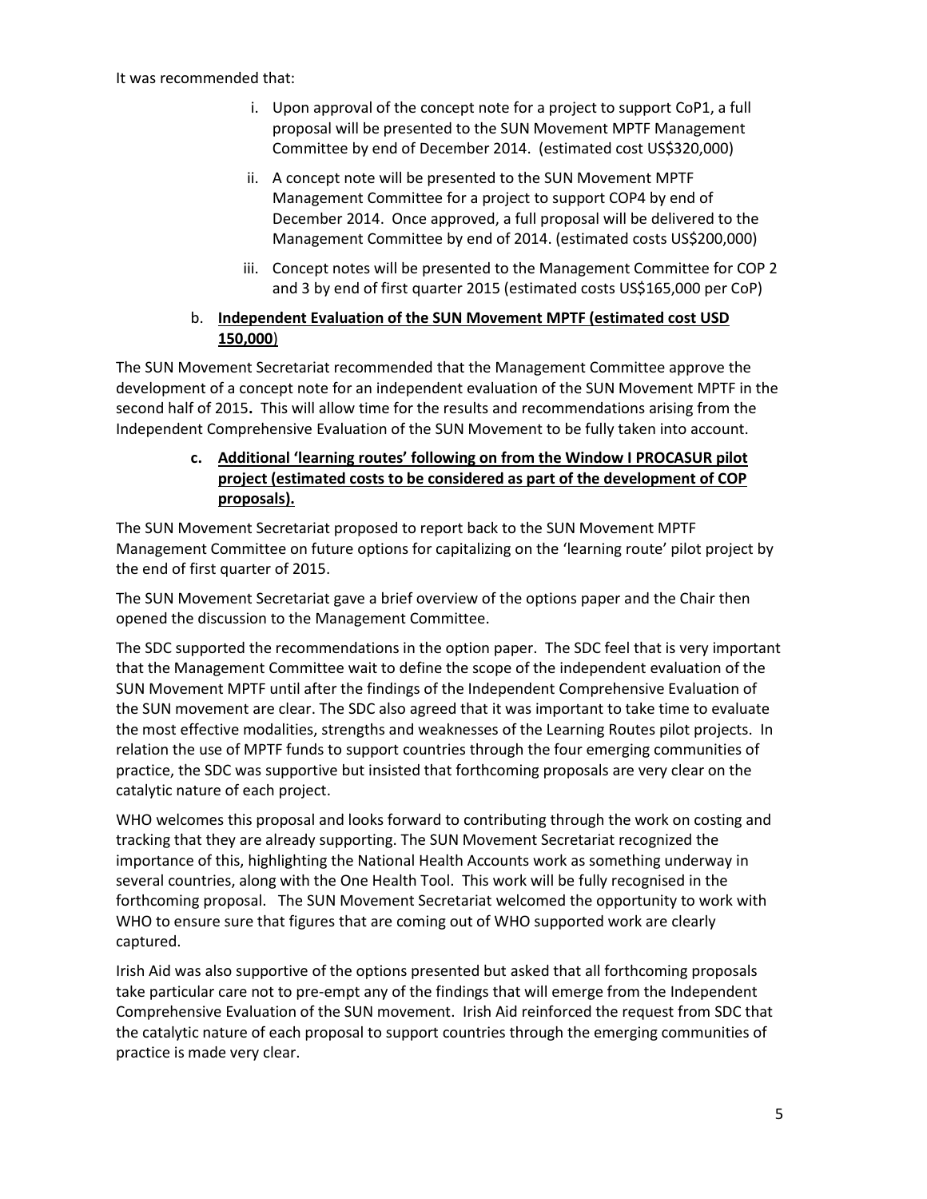It was recommended that:

i. Upon approval of the concept note for a project to support CoP1, a full proposal will be presented to the SUN Movement MPTF Management Committee by end of December 2014. (estimated cost US$320,000)

ii. A concept note will be presented to the SUN Movement MPTF Management Committee for a project to support COP4 by end of December 2014. Once approved, a full proposal will be delivered to the Management Committee by end of 2014. (estimated costs US$200,000)

iii. Concept notes will be presented to the Management Committee for COP 2 and 3 by end of first quarter 2015 (estimated costs US$165,000 per CoP)

b. **Independent Evaluation of the SUN Movement MPTF (estimated cost USD 150,000)**

The SUN Movement Secretariat recommended that the Management Committee approve the development of a concept note for an independent evaluation of the SUN Movement MPTF in the second half of 2015**.** This will allow time for the results and recommendations arising from the Independent Comprehensive Evaluation of the SUN Movement to be fully taken into account.

**c. Additional 'learning routes' following on from the Window I PROCASUR pilot project (estimated costs to be considered as part of the development of COP proposals).**

The SUN Movement Secretariat proposed to report back to the SUN Movement MPTF Management Committee on future options for capitalizing on the 'learning route' pilot project by the end of first quarter of 2015.

The SUN Movement Secretariat gave a brief overview of the options paper and the Chair then opened the discussion to the Management Committee.

The SDC supported the recommendations in the option paper. The SDC feel that is very important that the Management Committee wait to define the scope of the independent evaluation of the SUN Movement MPTF until after the findings of the Independent Comprehensive Evaluation of the SUN movement are clear. The SDC also agreed that it was important to take time to evaluate the most effective modalities, strengths and weaknesses of the Learning Routes pilot projects. In relation the use of MPTF funds to support countries through the four emerging communities of practice, the SDC was supportive but insisted that forthcoming proposals are very clear on the catalytic nature of each project.

WHO welcomes this proposal and looks forward to contributing through the work on costing and tracking that they are already supporting. The SUN Movement Secretariat recognized the importance of this, highlighting the National Health Accounts work as something underway in several countries, along with the One Health Tool. This work will be fully recognised in the forthcoming proposal. The SUN Movement Secretariat welcomed the opportunity to work with WHO to ensure sure that figures that are coming out of WHO supported work are clearly captured.

Irish Aid was also supportive of the options presented but asked that all forthcoming proposals take particular care not to pre-empt any of the findings that will emerge from the Independent Comprehensive Evaluation of the SUN movement. Irish Aid reinforced the request from SDC that the catalytic nature of each proposal to support countries through the emerging communities of practice is made very clear.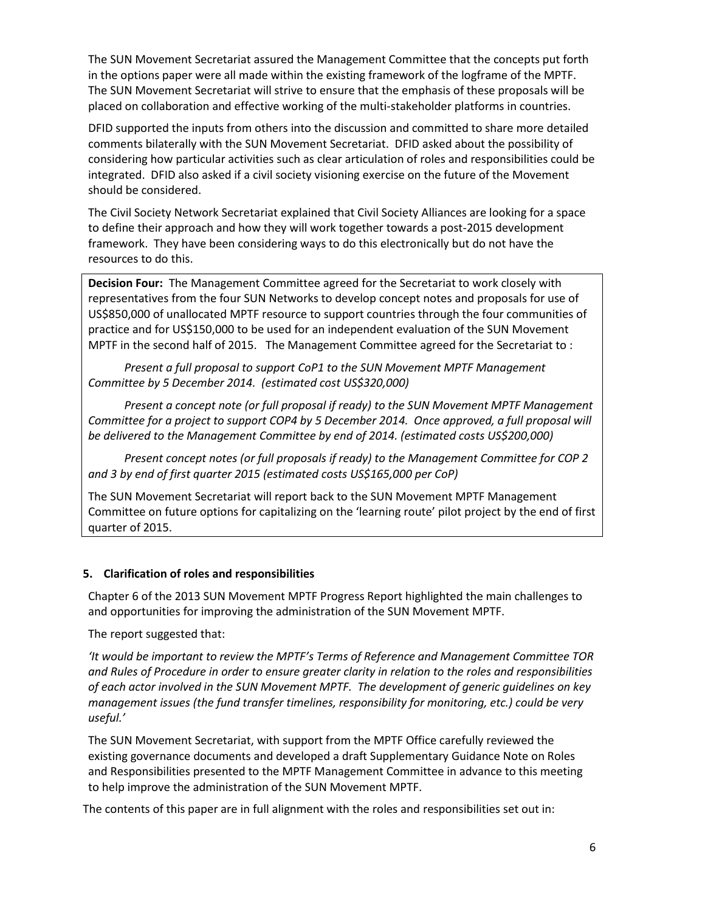The SUN Movement Secretariat assured the Management Committee that the concepts put forth in the options paper were all made within the existing framework of the logframe of the MPTF. The SUN Movement Secretariat will strive to ensure that the emphasis of these proposals will be placed on collaboration and effective working of the multi-stakeholder platforms in countries.

DFID supported the inputs from others into the discussion and committed to share more detailed comments bilaterally with the SUN Movement Secretariat. DFID asked about the possibility of considering how particular activities such as clear articulation of roles and responsibilities could be integrated. DFID also asked if a civil society visioning exercise on the future of the Movement should be considered.

The Civil Society Network Secretariat explained that Civil Society Alliances are looking for a space to define their approach and how they will work together towards a post-2015 development framework. They have been considering ways to do this electronically but do not have the resources to do this.

**Decision Four:** The Management Committee agreed for the Secretariat to work closely with representatives from the four SUN Networks to develop concept notes and proposals for use of US$850,000 of unallocated MPTF resource to support countries through the four communities of practice and for US$150,000 to be used for an independent evaluation of the SUN Movement MPTF in the second half of 2015. The Management Committee agreed for the Secretariat to :

*Present a full proposal to support CoP1 to the SUN Movement MPTF Management Committee by 5 December 2014. (estimated cost US$320,000)*

*Present a concept note (or full proposal if ready) to the SUN Movement MPTF Management Committee for a project to support COP4 by 5 December 2014. Once approved, a full proposal will be delivered to the Management Committee by end of 2014. (estimated costs US$200,000)*

*Present concept notes (or full proposals if ready) to the Management Committee for COP 2 and 3 by end of first quarter 2015 (estimated costs US$165,000 per CoP)*

The SUN Movement Secretariat will report back to the SUN Movement MPTF Management Committee on future options for capitalizing on the 'learning route' pilot project by the end of first quarter of 2015.

## 5. Clarification of roles and responsibilities

Chapter 6 of the 2013 SUN Movement MPTF Progress Report highlighted the main challenges to and opportunities for improving the administration of the SUN Movement MPTF.

The report suggested that:

*'It would be important to review the MPTF's Terms of Reference and Management Committee TOR and Rules of Procedure in order to ensure greater clarity in relation to the roles and responsibilities of each actor involved in the SUN Movement MPTF. The development of generic guidelines on key management issues (the fund transfer timelines, responsibility for monitoring, etc.) could be very useful.'*

The SUN Movement Secretariat, with support from the MPTF Office carefully reviewed the existing governance documents and developed a draft Supplementary Guidance Note on Roles and Responsibilities presented to the MPTF Management Committee in advance to this meeting to help improve the administration of the SUN Movement MPTF.

The contents of this paper are in full alignment with the roles and responsibilities set out in: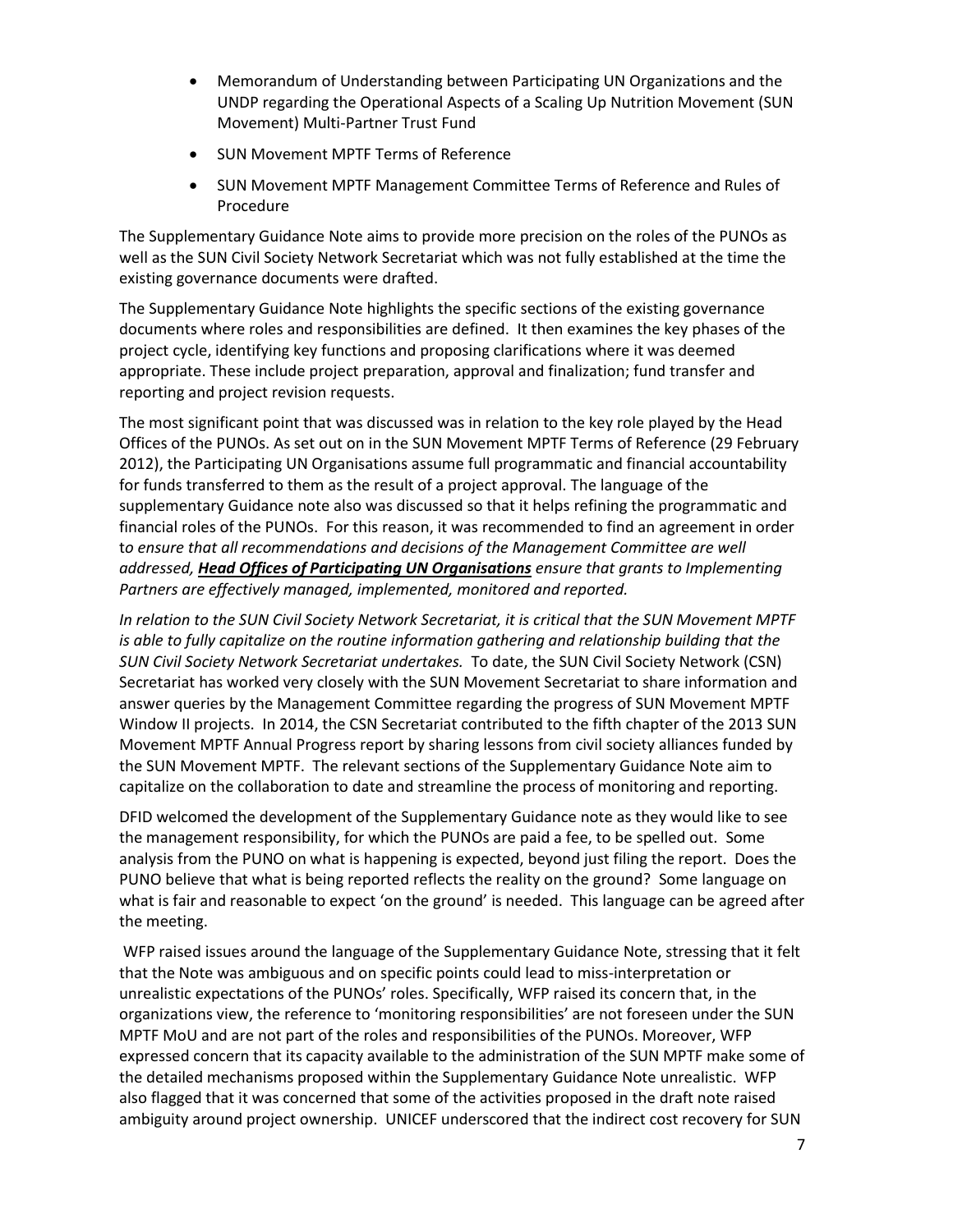- Memorandum of Understanding between Participating UN Organizations and the UNDP regarding the Operational Aspects of a Scaling Up Nutrition Movement (SUN Movement) Multi-Partner Trust Fund
- SUN Movement MPTF Terms of Reference
- SUN Movement MPTF Management Committee Terms of Reference and Rules of Procedure

The Supplementary Guidance Note aims to provide more precision on the roles of the PUNOs as well as the SUN Civil Society Network Secretariat which was not fully established at the time the existing governance documents were drafted.

The Supplementary Guidance Note highlights the specific sections of the existing governance documents where roles and responsibilities are defined. It then examines the key phases of the project cycle, identifying key functions and proposing clarifications where it was deemed appropriate. These include project preparation, approval and finalization; fund transfer and reporting and project revision requests.

The most significant point that was discussed was in relation to the key role played by the Head Offices of the PUNOs. As set out on in the SUN Movement MPTF Terms of Reference (29 February 2012), the Participating UN Organisations assume full programmatic and financial accountability for funds transferred to them as the result of a project approval. The language of the supplementary Guidance note also was discussed so that it helps refining the programmatic and financial roles of the PUNOs. For this reason, it was recommended to find an agreement in order t*o ensure that all recommendations and decisions of the Management Committee are well addressed, **<u>Head Offices of Participating UN Organisations</u>** ensure that grants to Implementing Partners are effectively managed, implemented, monitored and reported.*

*In relation to the SUN Civil Society Network Secretariat, it is critical that the SUN Movement MPTF is able to fully capitalize on the routine information gathering and relationship building that the SUN Civil Society Network Secretariat undertakes.* To date, the SUN Civil Society Network (CSN) Secretariat has worked very closely with the SUN Movement Secretariat to share information and answer queries by the Management Committee regarding the progress of SUN Movement MPTF Window II projects. In 2014, the CSN Secretariat contributed to the fifth chapter of the 2013 SUN Movement MPTF Annual Progress report by sharing lessons from civil society alliances funded by the SUN Movement MPTF. The relevant sections of the Supplementary Guidance Note aim to capitalize on the collaboration to date and streamline the process of monitoring and reporting.

DFID welcomed the development of the Supplementary Guidance note as they would like to see the management responsibility, for which the PUNOs are paid a fee, to be spelled out. Some analysis from the PUNO on what is happening is expected, beyond just filing the report. Does the PUNO believe that what is being reported reflects the reality on the ground? Some language on what is fair and reasonable to expect 'on the ground' is needed. This language can be agreed after the meeting.

WFP raised issues around the language of the Supplementary Guidance Note, stressing that it felt that the Note was ambiguous and on specific points could lead to miss-interpretation or unrealistic expectations of the PUNOs' roles. Specifically, WFP raised its concern that, in the organizations view, the reference to 'monitoring responsibilities' are not foreseen under the SUN MPTF MoU and are not part of the roles and responsibilities of the PUNOs. Moreover, WFP expressed concern that its capacity available to the administration of the SUN MPTF make some of the detailed mechanisms proposed within the Supplementary Guidance Note unrealistic. WFP also flagged that it was concerned that some of the activities proposed in the draft note raised ambiguity around project ownership. UNICEF underscored that the indirect cost recovery for SUN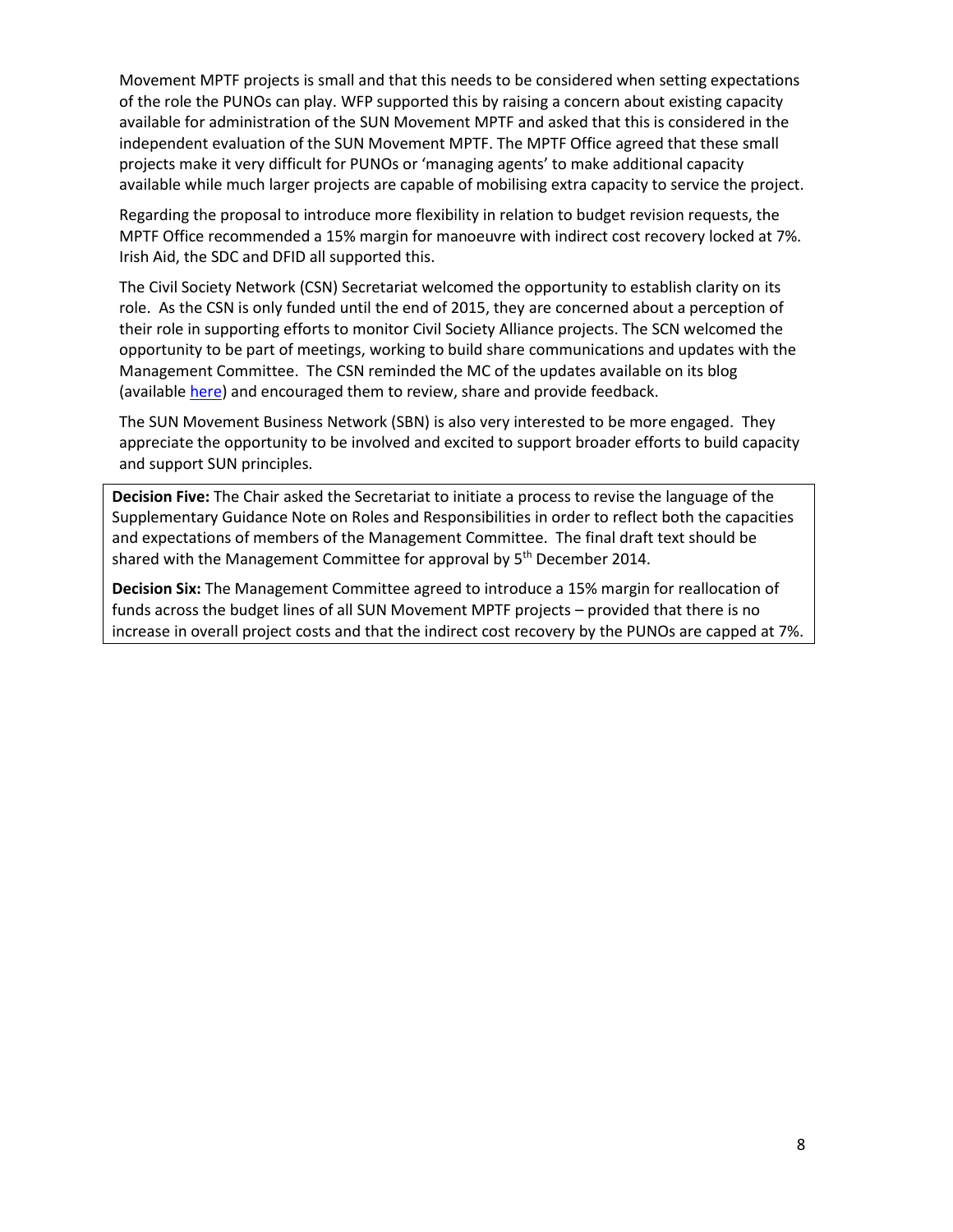Movement MPTF projects is small and that this needs to be considered when setting expectations of the role the PUNOs can play. WFP supported this by raising a concern about existing capacity available for administration of the SUN Movement MPTF and asked that this is considered in the independent evaluation of the SUN Movement MPTF. The MPTF Office agreed that these small projects make it very difficult for PUNOs or 'managing agents' to make additional capacity available while much larger projects are capable of mobilising extra capacity to service the project.

Regarding the proposal to introduce more flexibility in relation to budget revision requests, the MPTF Office recommended a 15% margin for manoeuvre with indirect cost recovery locked at 7%. Irish Aid, the SDC and DFID all supported this.

The Civil Society Network (CSN) Secretariat welcomed the opportunity to establish clarity on its role. As the CSN is only funded until the end of 2015, they are concerned about a perception of their role in supporting efforts to monitor Civil Society Alliance projects. The SCN welcomed the opportunity to be part of meetings, working to build share communications and updates with the Management Committee. The CSN reminded the MC of the updates available on its blog (available here) and encouraged them to review, share and provide feedback.

The SUN Movement Business Network (SBN) is also very interested to be more engaged. They appreciate the opportunity to be involved and excited to support broader efforts to build capacity and support SUN principles.

**Decision Five:** The Chair asked the Secretariat to initiate a process to revise the language of the Supplementary Guidance Note on Roles and Responsibilities in order to reflect both the capacities and expectations of members of the Management Committee. The final draft text should be shared with the Management Committee for approval by 5th December 2014.

**Decision Six:** The Management Committee agreed to introduce a 15% margin for reallocation of funds across the budget lines of all SUN Movement MPTF projects – provided that there is no increase in overall project costs and that the indirect cost recovery by the PUNOs are capped at 7%.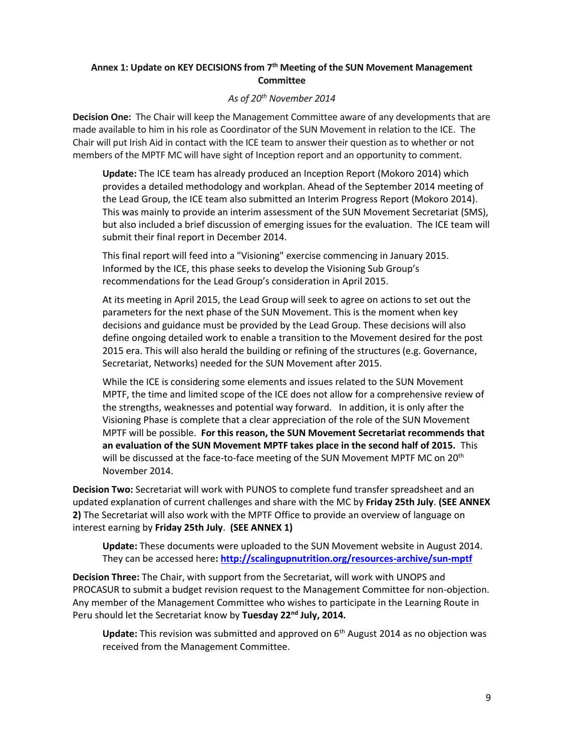### Annex 1: Update on KEY DECISIONS from 7th Meeting of the SUN Movement Management Committee

*As of 20th November 2014*

**Decision One:** The Chair will keep the Management Committee aware of any developments that are made available to him in his role as Coordinator of the SUN Movement in relation to the ICE. The Chair will put Irish Aid in contact with the ICE team to answer their question as to whether or not members of the MPTF MC will have sight of Inception report and an opportunity to comment.

> **Update:** The ICE team has already produced an Inception Report (Mokoro 2014) which provides a detailed methodology and workplan. Ahead of the September 2014 meeting of the Lead Group, the ICE team also submitted an Interim Progress Report (Mokoro 2014). This was mainly to provide an interim assessment of the SUN Movement Secretariat (SMS), but also included a brief discussion of emerging issues for the evaluation. The ICE team will submit their final report in December 2014.
>
> This final report will feed into a "Visioning" exercise commencing in January 2015. Informed by the ICE, this phase seeks to develop the Visioning Sub Group's recommendations for the Lead Group's consideration in April 2015.
>
> At its meeting in April 2015, the Lead Group will seek to agree on actions to set out the parameters for the next phase of the SUN Movement. This is the moment when key decisions and guidance must be provided by the Lead Group. These decisions will also define ongoing detailed work to enable a transition to the Movement desired for the post 2015 era. This will also herald the building or refining of the structures (e.g. Governance, Secretariat, Networks) needed for the SUN Movement after 2015.
>
> While the ICE is considering some elements and issues related to the SUN Movement MPTF, the time and limited scope of the ICE does not allow for a comprehensive review of the strengths, weaknesses and potential way forward. In addition, it is only after the Visioning Phase is complete that a clear appreciation of the role of the SUN Movement MPTF will be possible. **For this reason, the SUN Movement Secretariat recommends that an evaluation of the SUN Movement MPTF takes place in the second half of 2015.** This will be discussed at the face-to-face meeting of the SUN Movement MPTF MC on 20th November 2014.

**Decision Two:** Secretariat will work with PUNOS to complete fund transfer spreadsheet and an updated explanation of current challenges and share with the MC by **Friday 25th July**. **(SEE ANNEX 2)** The Secretariat will also work with the MPTF Office to provide an overview of language on interest earning by **Friday 25th July**. **(SEE ANNEX 1)**

> **Update:** These documents were uploaded to the SUN Movement website in August 2014. They can be accessed here**: http://scalingupnutrition.org/resources-archive/sun-mptf**

**Decision Three:** The Chair, with support from the Secretariat, will work with UNOPS and PROCASUR to submit a budget revision request to the Management Committee for non-objection. Any member of the Management Committee who wishes to participate in the Learning Route in Peru should let the Secretariat know by **Tuesday 22nd July, 2014.**

> **Update:** This revision was submitted and approved on 6th August 2014 as no objection was received from the Management Committee.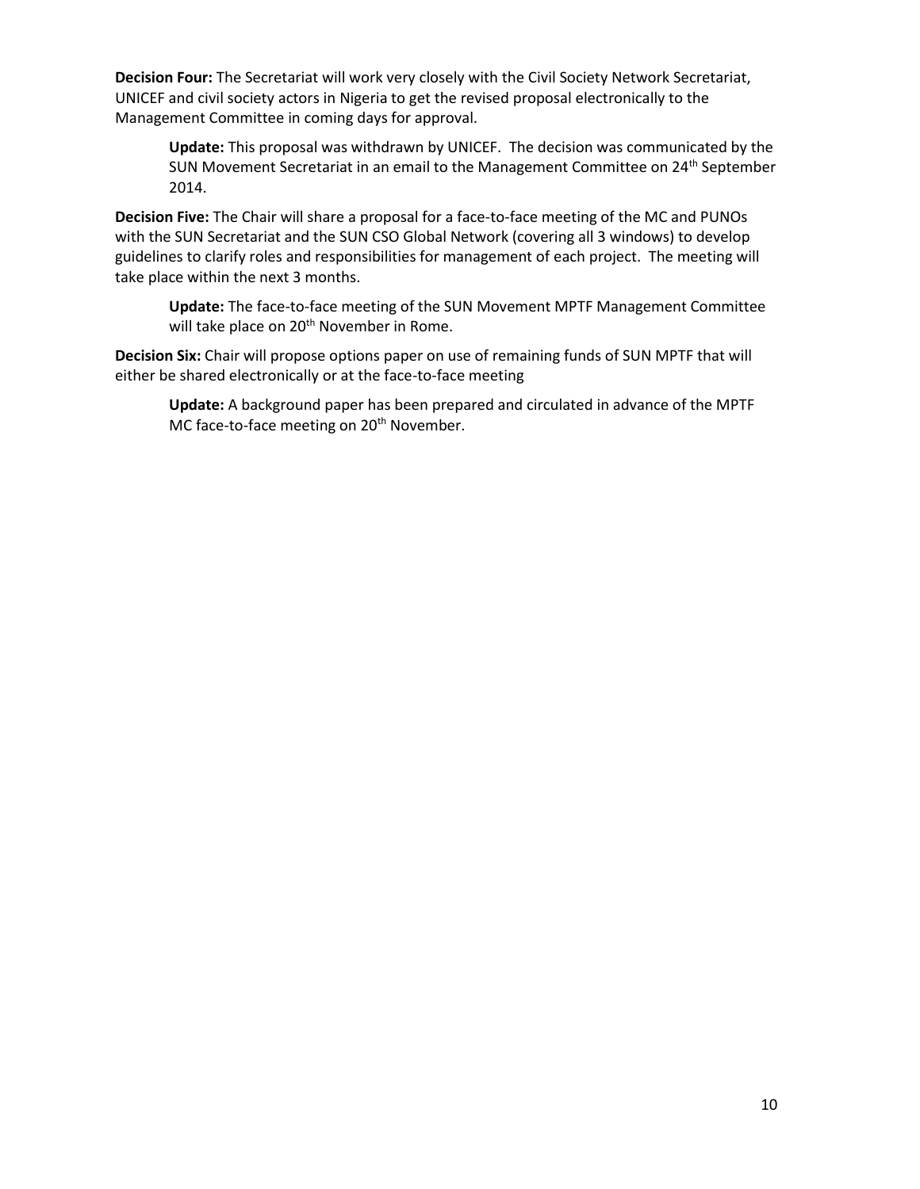**Decision Four:** The Secretariat will work very closely with the Civil Society Network Secretariat, UNICEF and civil society actors in Nigeria to get the revised proposal electronically to the Management Committee in coming days for approval.

> **Update:** This proposal was withdrawn by UNICEF. The decision was communicated by the SUN Movement Secretariat in an email to the Management Committee on 24th September 2014.

**Decision Five:** The Chair will share a proposal for a face-to-face meeting of the MC and PUNOs with the SUN Secretariat and the SUN CSO Global Network (covering all 3 windows) to develop guidelines to clarify roles and responsibilities for management of each project. The meeting will take place within the next 3 months.

> **Update:** The face-to-face meeting of the SUN Movement MPTF Management Committee will take place on 20th November in Rome.

**Decision Six:** Chair will propose options paper on use of remaining funds of SUN MPTF that will either be shared electronically or at the face-to-face meeting

> **Update:** A background paper has been prepared and circulated in advance of the MPTF MC face-to-face meeting on 20th November.